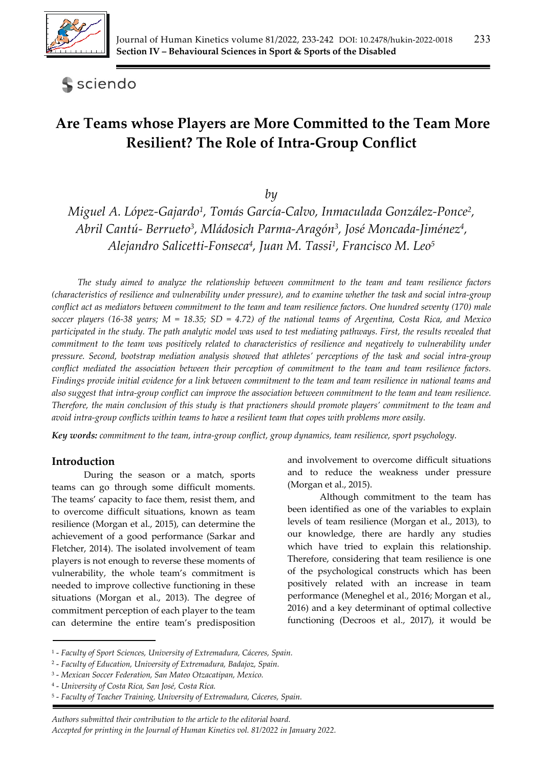# Are Teams whose Players are More Committed to the Team More Resilient? The Role of Intra-Group Conflict

*by*

*Miguel A. López-Gajardo[1], Tomás García-Calvo, Inmaculada González-Ponce[2], Abril Cantú- Berrueto[3], Mládosich Parma-Aragón[3], José Moncada-Jiménez[4], Alejandro Salicetti-Fonseca[4], Juan M. Tassi[1], Francisco M. Leo[5]*

*The study aimed to analyze the relationship between commitment to the team and team resilience factors (characteristics of resilience and vulnerability under pressure), and to examine whether the task and social intra-group conflict act as mediators between commitment to the team and team resilience factors. One hundred seventy (170) male soccer players (16-38 years; M = 18.35; SD = 4.72) of the national teams of Argentina, Costa Rica, and Mexico participated in the study. The path analytic model was used to test mediating pathways. First, the results revealed that commitment to the team was positively related to characteristics of resilience and negatively to vulnerability under pressure. Second, bootstrap mediation analysis showed that athletes' perceptions of the task and social intra-group conflict mediated the association between their perception of commitment to the team and team resilience factors. Findings provide initial evidence for a link between commitment to the team and team resilience in national teams and also suggest that intra-group conflict can improve the association between commitment to the team and team resilience. Therefore, the main conclusion of this study is that practioners should promote players' commitment to the team and avoid intra-group conflicts within teams to have a resilient team that copes with problems more easily.*

***Key words:*** *commitment to the team, intra-group conflict, group dynamics, team resilience, sport psychology.*

## Introduction

During the season or a match, sports teams can go through some difficult moments. The teams' capacity to face them, resist them, and to overcome difficult situations, known as team resilience (Morgan et al., 2015), can determine the achievement of a good performance (Sarkar and Fletcher, 2014). The isolated involvement of team players is not enough to reverse these moments of vulnerability, the whole team's commitment is needed to improve collective functioning in these situations (Morgan et al., 2013). The degree of commitment perception of each player to the team can determine the entire team's predisposition and involvement to overcome difficult situations and to reduce the weakness under pressure (Morgan et al., 2015).

Although commitment to the team has been identified as one of the variables to explain levels of team resilience (Morgan et al., 2013), to our knowledge, there are hardly any studies which have tried to explain this relationship. Therefore, considering that team resilience is one of the psychological constructs which has been positively related with an increase in team performance (Meneghel et al., 2016; Morgan et al., 2016) and a key determinant of optimal collective functioning (Decroos et al., 2017), it would be

[1] - *Faculty of Sport Sciences, University of Extremadura, Cáceres, Spain.*
[2] - *Faculty of Education, University of Extremadura, Badajoz, Spain.*
[3] - *Mexican Soccer Federation, San Mateo Otzacatipan, Mexico.*
[4] - *University of Costa Rica, San José, Costa Rica.*
[5] - *Faculty of Teacher Training, University of Extremadura, Cáceres, Spain.*

*Authors submitted their contribution to the article to the editorial board.*
*Accepted for printing in the Journal of Human Kinetics vol. 81/2022 in January 2022.*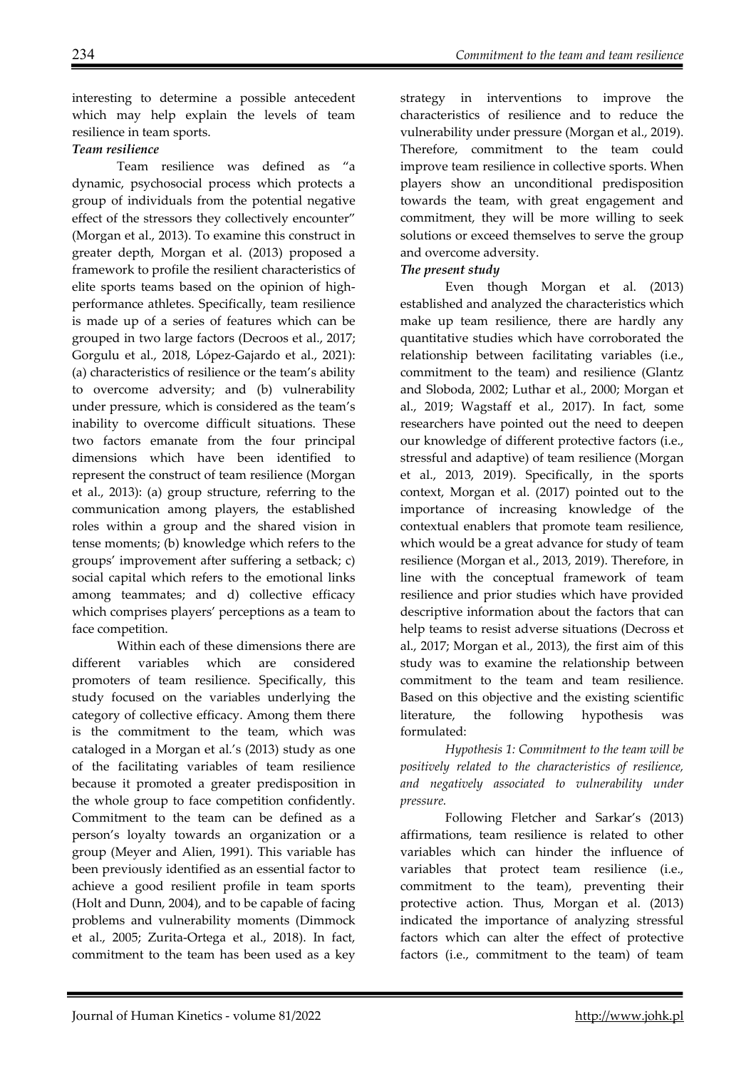interesting to determine a possible antecedent which may help explain the levels of team resilience in team sports.

***Team resilience***

Team resilience was defined as "a dynamic, psychosocial process which protects a group of individuals from the potential negative effect of the stressors they collectively encounter" (Morgan et al., 2013). To examine this construct in greater depth, Morgan et al. (2013) proposed a framework to profile the resilient characteristics of elite sports teams based on the opinion of high-performance athletes. Specifically, team resilience is made up of a series of features which can be grouped in two large factors (Decroos et al., 2017; Gorgulu et al., 2018, López-Gajardo et al., 2021): (a) characteristics of resilience or the team's ability to overcome adversity; and (b) vulnerability under pressure, which is considered as the team's inability to overcome difficult situations. These two factors emanate from the four principal dimensions which have been identified to represent the construct of team resilience (Morgan et al., 2013): (a) group structure, referring to the communication among players, the established roles within a group and the shared vision in tense moments; (b) knowledge which refers to the groups' improvement after suffering a setback; c) social capital which refers to the emotional links among teammates; and d) collective efficacy which comprises players' perceptions as a team to face competition.

Within each of these dimensions there are different variables which are considered promoters of team resilience. Specifically, this study focused on the variables underlying the category of collective efficacy. Among them there is the commitment to the team, which was cataloged in a Morgan et al.'s (2013) study as one of the facilitating variables of team resilience because it promoted a greater predisposition in the whole group to face competition confidently. Commitment to the team can be defined as a person's loyalty towards an organization or a group (Meyer and Alien, 1991). This variable has been previously identified as an essential factor to achieve a good resilient profile in team sports (Holt and Dunn, 2004), and to be capable of facing problems and vulnerability moments (Dimmock et al., 2005; Zurita-Ortega et al., 2018). In fact, commitment to the team has been used as a key strategy in interventions to improve the characteristics of resilience and to reduce the vulnerability under pressure (Morgan et al., 2019). Therefore, commitment to the team could improve team resilience in collective sports. When players show an unconditional predisposition towards the team, with great engagement and commitment, they will be more willing to seek solutions or exceed themselves to serve the group and overcome adversity.

***The present study***

Even though Morgan et al. (2013) established and analyzed the characteristics which make up team resilience, there are hardly any quantitative studies which have corroborated the relationship between facilitating variables (i.e., commitment to the team) and resilience (Glantz and Sloboda, 2002; Luthar et al., 2000; Morgan et al., 2019; Wagstaff et al., 2017). In fact, some researchers have pointed out the need to deepen our knowledge of different protective factors (i.e., stressful and adaptive) of team resilience (Morgan et al., 2013, 2019). Specifically, in the sports context, Morgan et al. (2017) pointed out to the importance of increasing knowledge of the contextual enablers that promote team resilience, which would be a great advance for study of team resilience (Morgan et al., 2013, 2019). Therefore, in line with the conceptual framework of team resilience and prior studies which have provided descriptive information about the factors that can help teams to resist adverse situations (Decross et al., 2017; Morgan et al., 2013), the first aim of this study was to examine the relationship between commitment to the team and team resilience. Based on this objective and the existing scientific literature, the following hypothesis was formulated:

*Hypothesis 1: Commitment to the team will be positively related to the characteristics of resilience, and negatively associated to vulnerability under pressure.*

Following Fletcher and Sarkar's (2013) affirmations, team resilience is related to other variables which can hinder the influence of variables that protect team resilience (i.e., commitment to the team), preventing their protective action. Thus, Morgan et al. (2013) indicated the importance of analyzing stressful factors which can alter the effect of protective factors (i.e., commitment to the team) of team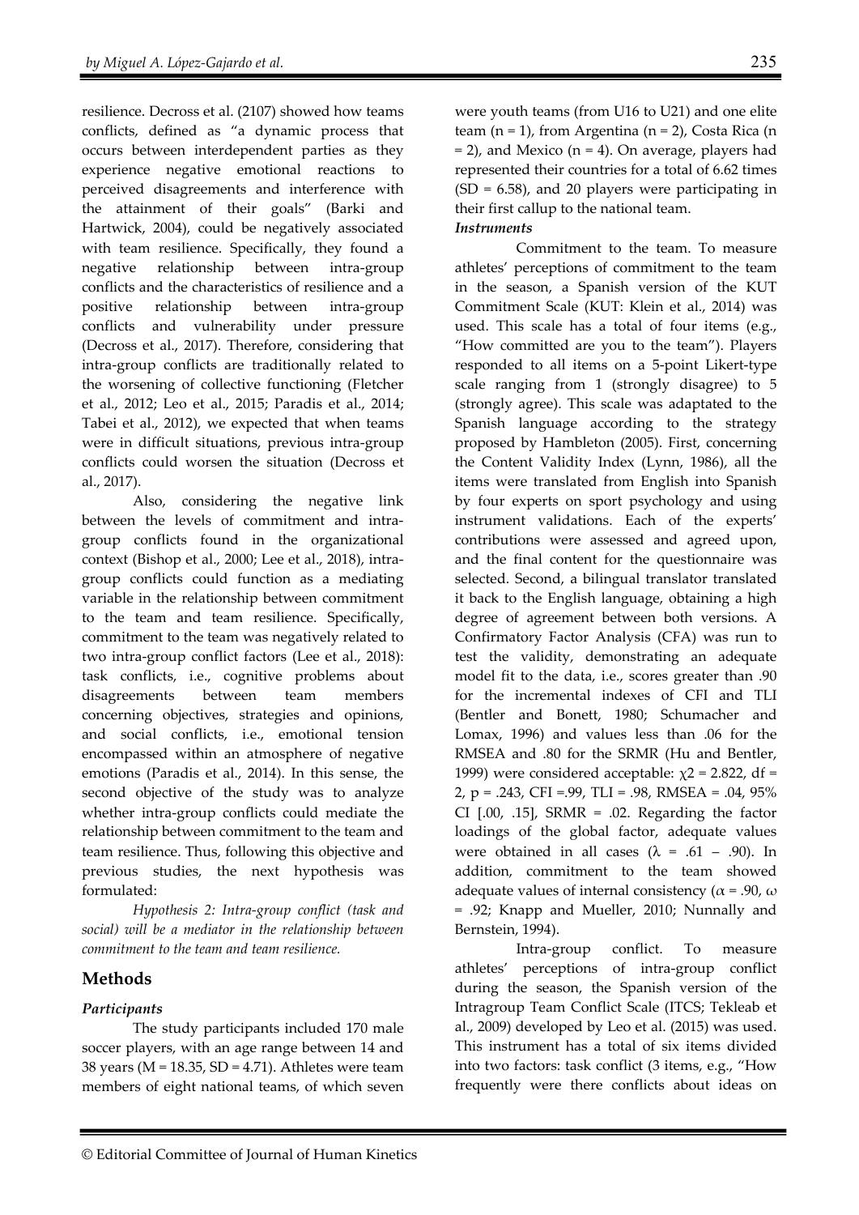resilience. Decross et al. (2107) showed how teams conflicts, defined as "a dynamic process that occurs between interdependent parties as they experience negative emotional reactions to perceived disagreements and interference with the attainment of their goals" (Barki and Hartwick, 2004), could be negatively associated with team resilience. Specifically, they found a negative relationship between intra-group conflicts and the characteristics of resilience and a positive relationship between intra-group conflicts and vulnerability under pressure (Decross et al., 2017). Therefore, considering that intra-group conflicts are traditionally related to the worsening of collective functioning (Fletcher et al., 2012; Leo et al., 2015; Paradis et al., 2014; Tabei et al., 2012), we expected that when teams were in difficult situations, previous intra-group conflicts could worsen the situation (Decross et al., 2017).

Also, considering the negative link between the levels of commitment and intra-group conflicts found in the organizational context (Bishop et al., 2000; Lee et al., 2018), intra-group conflicts could function as a mediating variable in the relationship between commitment to the team and team resilience. Specifically, commitment to the team was negatively related to two intra-group conflict factors (Lee et al., 2018): task conflicts, i.e., cognitive problems about disagreements between team members concerning objectives, strategies and opinions, and social conflicts, i.e., emotional tension encompassed within an atmosphere of negative emotions (Paradis et al., 2014). In this sense, the second objective of the study was to analyze whether intra-group conflicts could mediate the relationship between commitment to the team and team resilience. Thus, following this objective and previous studies, the next hypothesis was formulated:

*Hypothesis 2: Intra-group conflict (task and social) will be a mediator in the relationship between commitment to the team and team resilience.*

## Methods

### *Participants*

The study participants included 170 male soccer players, with an age range between 14 and 38 years (M = 18.35, SD = 4.71). Athletes were team members of eight national teams, of which seven were youth teams (from U16 to U21) and one elite team (n = 1), from Argentina (n = 2), Costa Rica (n = 2), and Mexico (n = 4). On average, players had represented their countries for a total of 6.62 times (SD = 6.58), and 20 players were participating in their first callup to the national team.

### *Instruments*

Commitment to the team. To measure athletes' perceptions of commitment to the team in the season, a Spanish version of the KUT Commitment Scale (KUT: Klein et al., 2014) was used. This scale has a total of four items (e.g., "How committed are you to the team"). Players responded to all items on a 5-point Likert-type scale ranging from 1 (strongly disagree) to 5 (strongly agree). This scale was adaptated to the Spanish language according to the strategy proposed by Hambleton (2005). First, concerning the Content Validity Index (Lynn, 1986), all the items were translated from English into Spanish by four experts on sport psychology and using instrument validations. Each of the experts' contributions were assessed and agreed upon, and the final content for the questionnaire was selected. Second, a bilingual translator translated it back to the English language, obtaining a high degree of agreement between both versions. A Confirmatory Factor Analysis (CFA) was run to test the validity, demonstrating an adequate model fit to the data, i.e., scores greater than .90 for the incremental indexes of CFI and TLI (Bentler and Bonett, 1980; Schumacher and Lomax, 1996) and values less than .06 for the RMSEA and .80 for the SRMR (Hu and Bentler, 1999) were considered acceptable: $\chi 2$ = 2.822, df = 2, p = .243, CFI =.99, TLI = .98, RMSEA = .04, 95% CI [.00, .15], SRMR = .02. Regarding the factor loadings of the global factor, adequate values were obtained in all cases ($\lambda$ = .61 – .90). In addition, commitment to the team showed adequate values of internal consistency ($\alpha$ = .90, $\omega$ = .92; Knapp and Mueller, 2010; Nunnally and Bernstein, 1994).

Intra-group conflict. To measure athletes' perceptions of intra-group conflict during the season, the Spanish version of the Intragroup Team Conflict Scale (ITCS; Tekleab et al., 2009) developed by Leo et al. (2015) was used. This instrument has a total of six items divided into two factors: task conflict (3 items, e.g., "How frequently were there conflicts about ideas on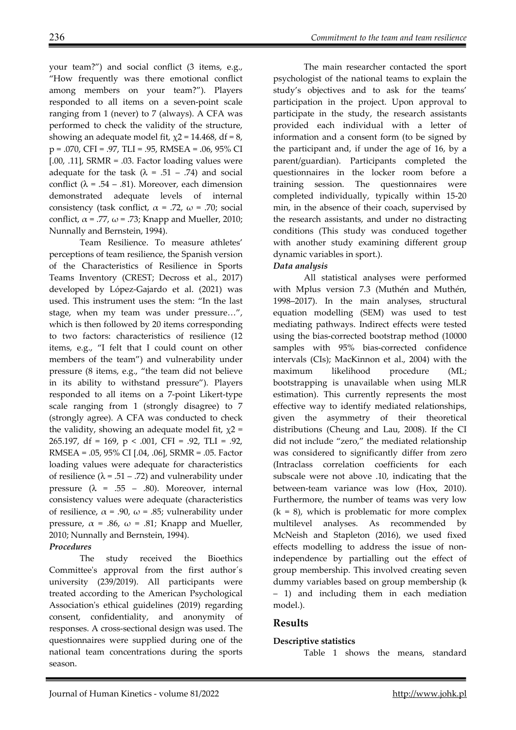your team?") and social conflict (3 items, e.g., "How frequently was there emotional conflict among members on your team?"). Players responded to all items on a seven-point scale ranging from 1 (never) to 7 (always). A CFA was performed to check the validity of the structure, showing an adequate model fit, $\chi2 = 14.468$, df = 8, $p = .070$, CFI = .97, TLI = .95, RMSEA = .06, 95% CI [.00, .11], SRMR = .03. Factor loading values were adequate for the task ($\lambda = .51 - .74$) and social conflict ($\lambda = .54 - .81$). Moreover, each dimension demonstrated adequate levels of internal consistency (task conflict, $\alpha = .72$, $\omega = .70$; social conflict, $\alpha = .77$, $\omega = .73$; Knapp and Mueller, 2010; Nunnally and Bernstein, 1994).

Team Resilience. To measure athletes' perceptions of team resilience, the Spanish version of the Characteristics of Resilience in Sports Teams Inventory (CREST; Decross et al., 2017) developed by López-Gajardo et al. (2021) was used. This instrument uses the stem: "In the last stage, when my team was under pressure…", which is then followed by 20 items corresponding to two factors: characteristics of resilience (12 items, e.g., "I felt that I could count on other members of the team") and vulnerability under pressure (8 items, e.g., "the team did not believe in its ability to withstand pressure"). Players responded to all items on a 7-point Likert-type scale ranging from 1 (strongly disagree) to 7 (strongly agree). A CFA was conducted to check the validity, showing an adequate model fit, $\chi2 = 265.197$, df = 169, $p < .001$, CFI = .92, TLI = .92, RMSEA = .05, 95% CI [.04, .06], SRMR = .05. Factor loading values were adequate for characteristics of resilience ($\lambda = .51 - .72$) and vulnerability under pressure ($\lambda = .55 - .80$). Moreover, internal consistency values were adequate (characteristics of resilience, $\alpha = .90$, $\omega = .85$; vulnerability under pressure, $\alpha = .86$, $\omega = .81$; Knapp and Mueller, 2010; Nunnally and Bernstein, 1994).

***Procedures***

The study received the Bioethics Committee's approval from the first author´s university (239/2019). All participants were treated according to the American Psychological Association's ethical guidelines (2019) regarding consent, confidentiality, and anonymity of responses. A cross-sectional design was used. The questionnaires were supplied during one of the national team concentrations during the sports season.

The main researcher contacted the sport psychologist of the national teams to explain the study's objectives and to ask for the teams' participation in the project. Upon approval to participate in the study, the research assistants provided each individual with a letter of information and a consent form (to be signed by the participant and, if under the age of 16, by a parent/guardian). Participants completed the questionnaires in the locker room before a training session. The questionnaires were completed individually, typically within 15-20 min, in the absence of their coach, supervised by the research assistants, and under no distracting conditions (This study was conduced together with another study examining different group dynamic variables in sport.).

***Data analysis***

All statistical analyses were performed with Mplus version 7.3 (Muthén and Muthén, 1998–2017). In the main analyses, structural equation modelling (SEM) was used to test mediating pathways. Indirect effects were tested using the bias-corrected bootstrap method (10000 samples with 95% bias-corrected confidence intervals (CIs); MacKinnon et al., 2004) with the maximum likelihood procedure (ML; bootstrapping is unavailable when using MLR estimation). This currently represents the most effective way to identify mediated relationships, given the asymmetry of their theoretical distributions (Cheung and Lau, 2008). If the CI did not include "zero," the mediated relationship was considered to significantly differ from zero (Intraclass correlation coefficients for each subscale were not above .10, indicating that the between-team variance was low (Hox, 2010). Furthermore, the number of teams was very low ($k = 8$), which is problematic for more complex multilevel analyses. As recommended by McNeish and Stapleton (2016), we used fixed effects modelling to address the issue of non-independence by partialling out the effect of group membership. This involved creating seven dummy variables based on group membership ($k - 1$) and including them in each mediation model.).

## Results

**Descriptive statistics**

Table 1 shows the means, standard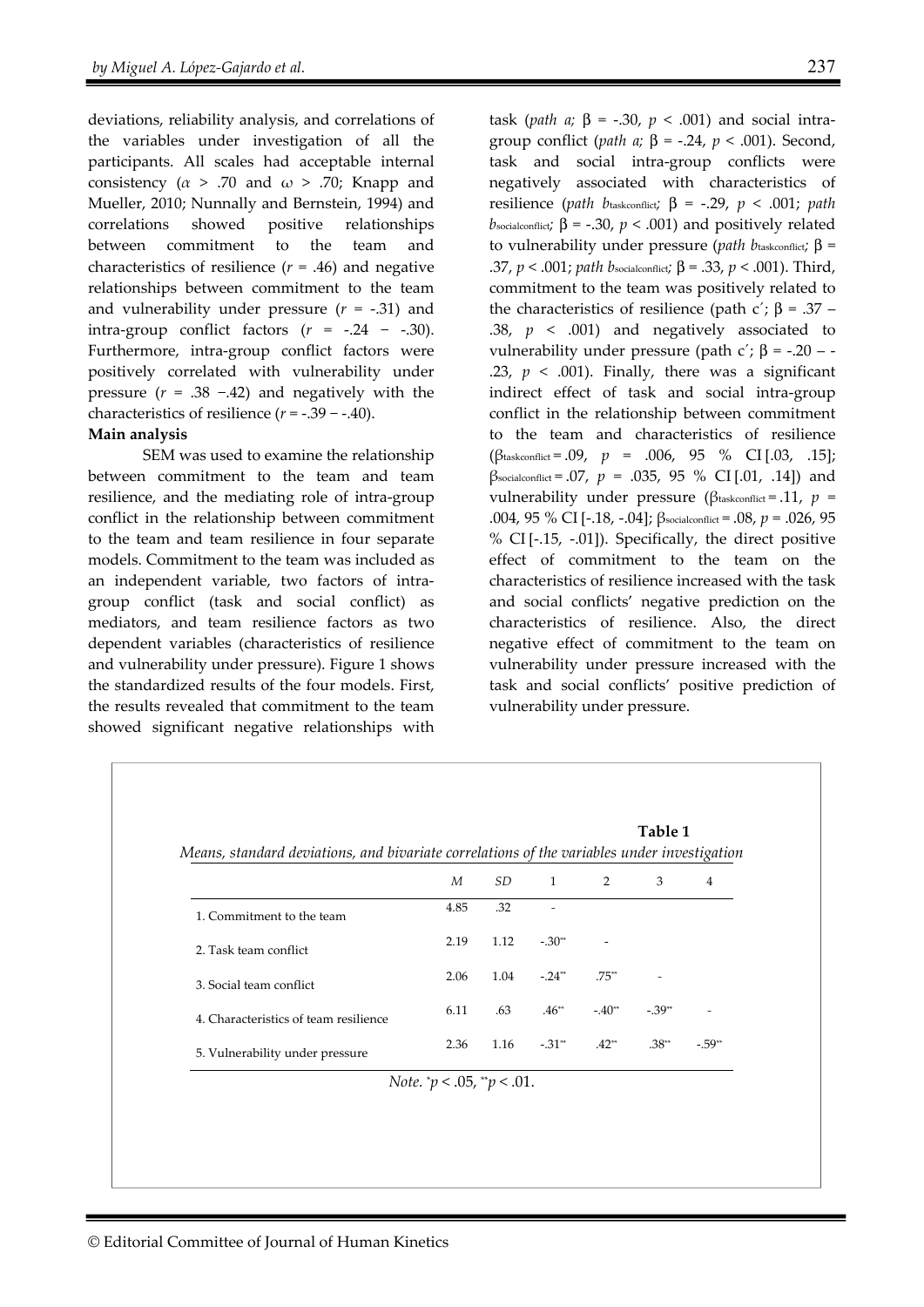deviations, reliability analysis, and correlations of the variables under investigation of all the participants. All scales had acceptable internal consistency ($\alpha > .70$ and $\omega > .70$; Knapp and Mueller, 2010; Nunnally and Bernstein, 1994) and correlations showed positive relationships between commitment to the team and characteristics of resilience ($r = .46$) and negative relationships between commitment to the team and vulnerability under pressure ($r = -.31$) and intra-group conflict factors ($r = -.24 - -.30$). Furthermore, intra-group conflict factors were positively correlated with vulnerability under pressure ($r = .38 - .42$) and negatively with the characteristics of resilience ($r = -.39 - -.40$).

**Main analysis**

SEM was used to examine the relationship between commitment to the team and team resilience, and the mediating role of intra-group conflict in the relationship between commitment to the team and team resilience in four separate models. Commitment to the team was included as an independent variable, two factors of intra-group conflict (task and social conflict) as mediators, and team resilience factors as two dependent variables (characteristics of resilience and vulnerability under pressure). Figure 1 shows the standardized results of the four models. First, the results revealed that commitment to the team showed significant negative relationships with task (*path a;* $\beta = -.30$, $p < .001$) and social intra-group conflict (*path a;* $\beta = -.24$, $p < .001$). Second, task and social intra-group conflicts were negatively associated with characteristics of resilience (*path* $b_{taskconflict}$; $\beta = -.29$, $p < .001$; *path* $b_{socialconflict}$; $\beta = -.30$, $p < .001$) and positively related to vulnerability under pressure (*path* $b_{taskconflict}$; $\beta = .37$, $p < .001$; *path* $b_{socialconflict}$; $\beta = .33$, $p < .001$). Third, commitment to the team was positively related to the characteristics of resilience (path c´; $\beta = .37 - .38$, $p < .001$) and negatively associated to vulnerability under pressure (path c´; $\beta = -.20 - -.23$, $p < .001$). Finally, there was a significant indirect effect of task and social intra-group conflict in the relationship between commitment to the team and characteristics of resilience ($\beta_{taskconflict} = .09$, $p = .006$, 95 % CI [.03, .15]; $\beta_{socialconflict} = .07$, $p = .035$, 95 % CI [.01, .14]) and vulnerability under pressure ($\beta_{taskconflict} = .11$, $p = .004$, 95 % CI [-.18, -.04]; $\beta_{socialconflict} = .08$, $p = .026$, 95 % CI [-.15, -.01]). Specifically, the direct positive effect of commitment to the team on the characteristics of resilience increased with the task and social conflicts' negative prediction on the characteristics of resilience. Also, the direct negative effect of commitment to the team on vulnerability under pressure increased with the task and social conflicts' positive prediction of vulnerability under pressure.

**Table 1**

*Means, standard deviations, and bivariate correlations of the variables under investigation*

| | *M* | *SD* | 1 | 2 | 3 | 4 |
|---|---|---|---|---|---|---|
| 1. Commitment to the team | 4.85 | .32 | - | | | |
| 2. Task team conflict | 2.19 | 1.12 | -.30** | - | | |
| 3. Social team conflict | 2.06 | 1.04 | -.24** | .75** | - | |
| 4. Characteristics of team resilience | 6.11 | .63 | .46** | -.40** | -.39** | - |
| 5. Vulnerability under pressure | 2.36 | 1.16 | -.31** | .42** | .38** | -.59** |

*Note.* *$p < .05$, **$p < .01$.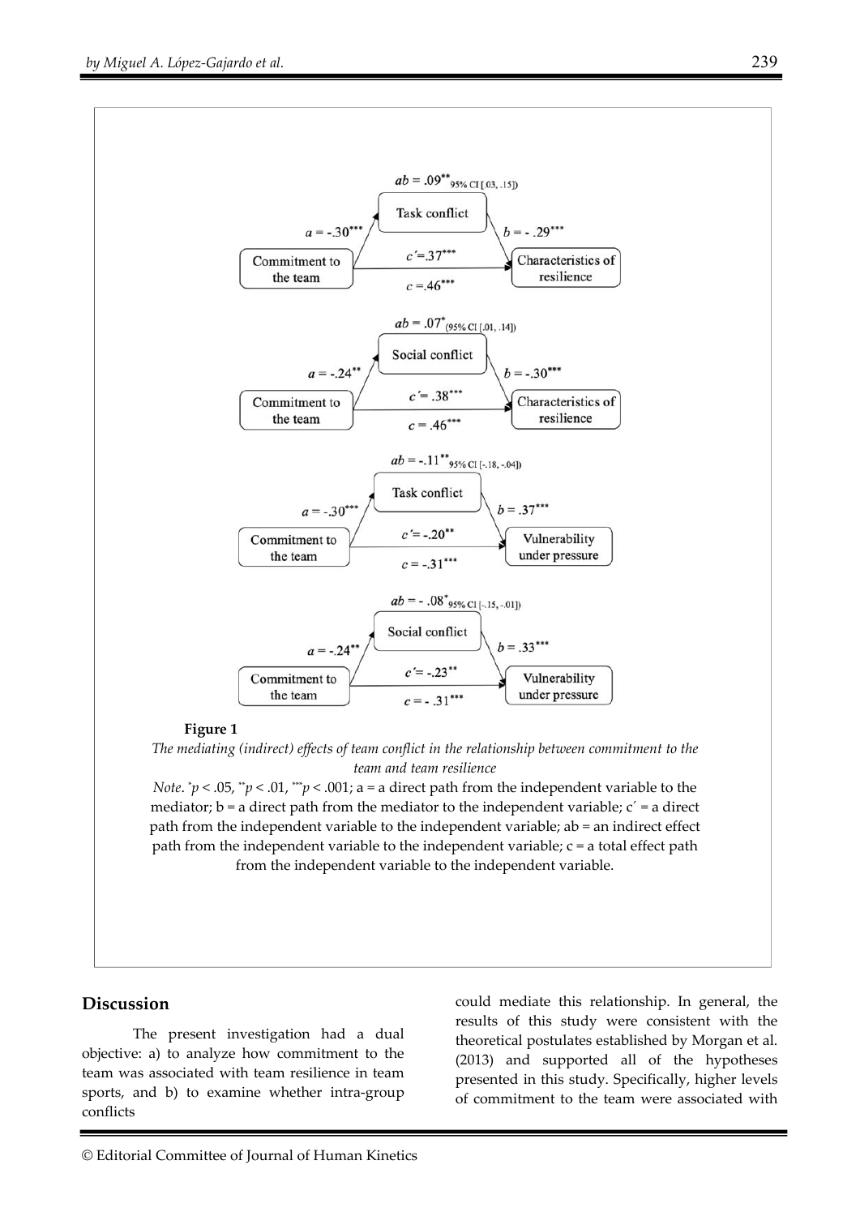**Figure 1**

*The mediating (indirect) effects of team conflict in the relationship between commitment to the team and team resilience*

*Note*. $^{*}p < .05$, $^{**}p < .01$, $^{***}p < .001$; a = a direct path from the independent variable to the mediator; b = a direct path from the mediator to the independent variable; c´ = a direct path from the independent variable to the independent variable; ab = an indirect effect path from the independent variable to the independent variable; c = a total effect path from the independent variable to the independent variable.

## Discussion

The present investigation had a dual objective: a) to analyze how commitment to the team was associated with team resilience in team sports, and b) to examine whether intra-group conflicts could mediate this relationship. In general, the results of this study were consistent with the theoretical postulates established by Morgan et al. (2013) and supported all of the hypotheses presented in this study. Specifically, higher levels of commitment to the team were associated with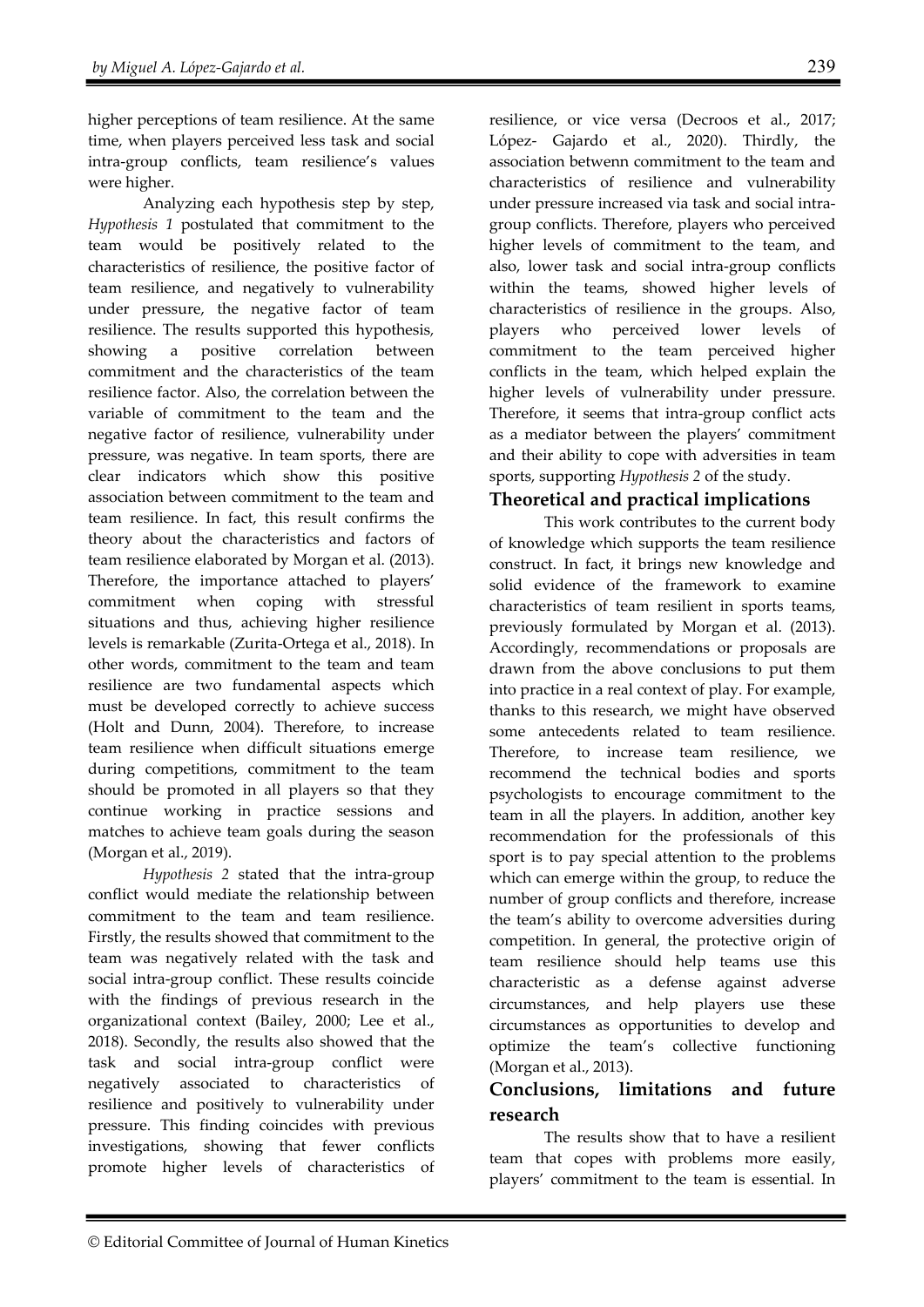higher perceptions of team resilience. At the same time, when players perceived less task and social intra-group conflicts, team resilience's values were higher.

Analyzing each hypothesis step by step, *Hypothesis 1* postulated that commitment to the team would be positively related to the characteristics of resilience, the positive factor of team resilience, and negatively to vulnerability under pressure, the negative factor of team resilience. The results supported this hypothesis, showing a positive correlation between commitment and the characteristics of the team resilience factor. Also, the correlation between the variable of commitment to the team and the negative factor of resilience, vulnerability under pressure, was negative. In team sports, there are clear indicators which show this positive association between commitment to the team and team resilience. In fact, this result confirms the theory about the characteristics and factors of team resilience elaborated by Morgan et al. (2013). Therefore, the importance attached to players' commitment when coping with stressful situations and thus, achieving higher resilience levels is remarkable (Zurita-Ortega et al., 2018). In other words, commitment to the team and team resilience are two fundamental aspects which must be developed correctly to achieve success (Holt and Dunn, 2004). Therefore, to increase team resilience when difficult situations emerge during competitions, commitment to the team should be promoted in all players so that they continue working in practice sessions and matches to achieve team goals during the season (Morgan et al., 2019).

*Hypothesis 2* stated that the intra-group conflict would mediate the relationship between commitment to the team and team resilience. Firstly, the results showed that commitment to the team was negatively related with the task and social intra-group conflict. These results coincide with the findings of previous research in the organizational context (Bailey, 2000; Lee et al., 2018). Secondly, the results also showed that the task and social intra-group conflict were negatively associated to characteristics of resilience and positively to vulnerability under pressure. This finding coincides with previous investigations, showing that fewer conflicts promote higher levels of characteristics of resilience, or vice versa (Decroos et al., 2017; López- Gajardo et al., 2020). Thirdly, the association betwenn commitment to the team and characteristics of resilience and vulnerability under pressure increased via task and social intra-group conflicts. Therefore, players who perceived higher levels of commitment to the team, and also, lower task and social intra-group conflicts within the teams, showed higher levels of characteristics of resilience in the groups. Also, players who perceived lower levels of commitment to the team perceived higher conflicts in the team, which helped explain the higher levels of vulnerability under pressure. Therefore, it seems that intra-group conflict acts as a mediator between the players' commitment and their ability to cope with adversities in team sports, supporting *Hypothesis 2* of the study.

## Theoretical and practical implications

This work contributes to the current body of knowledge which supports the team resilience construct. In fact, it brings new knowledge and solid evidence of the framework to examine characteristics of team resilient in sports teams, previously formulated by Morgan et al. (2013). Accordingly, recommendations or proposals are drawn from the above conclusions to put them into practice in a real context of play. For example, thanks to this research, we might have observed some antecedents related to team resilience. Therefore, to increase team resilience, we recommend the technical bodies and sports psychologists to encourage commitment to the team in all the players. In addition, another key recommendation for the professionals of this sport is to pay special attention to the problems which can emerge within the group, to reduce the number of group conflicts and therefore, increase the team's ability to overcome adversities during competition. In general, the protective origin of team resilience should help teams use this characteristic as a defense against adverse circumstances, and help players use these circumstances as opportunities to develop and optimize the team's collective functioning (Morgan et al., 2013).

## Conclusions, limitations and future research

The results show that to have a resilient team that copes with problems more easily, players' commitment to the team is essential. In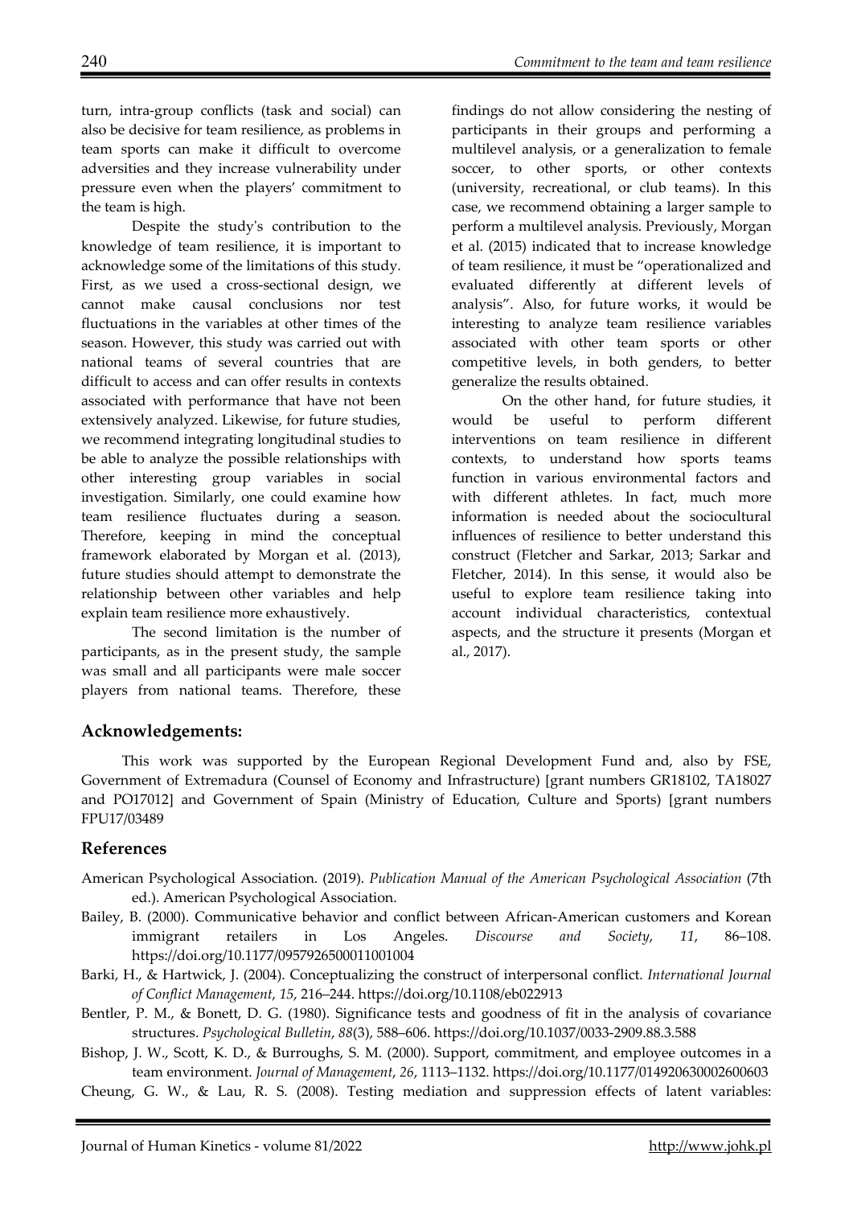turn, intra-group conflicts (task and social) can also be decisive for team resilience, as problems in team sports can make it difficult to overcome adversities and they increase vulnerability under pressure even when the players' commitment to the team is high.

Despite the study's contribution to the knowledge of team resilience, it is important to acknowledge some of the limitations of this study. First, as we used a cross-sectional design, we cannot make causal conclusions nor test fluctuations in the variables at other times of the season. However, this study was carried out with national teams of several countries that are difficult to access and can offer results in contexts associated with performance that have not been extensively analyzed. Likewise, for future studies, we recommend integrating longitudinal studies to be able to analyze the possible relationships with other interesting group variables in social investigation. Similarly, one could examine how team resilience fluctuates during a season. Therefore, keeping in mind the conceptual framework elaborated by Morgan et al. (2013), future studies should attempt to demonstrate the relationship between other variables and help explain team resilience more exhaustively.

The second limitation is the number of participants, as in the present study, the sample was small and all participants were male soccer players from national teams. Therefore, these findings do not allow considering the nesting of participants in their groups and performing a multilevel analysis, or a generalization to female soccer, to other sports, or other contexts (university, recreational, or club teams). In this case, we recommend obtaining a larger sample to perform a multilevel analysis. Previously, Morgan et al. (2015) indicated that to increase knowledge of team resilience, it must be "operationalized and evaluated differently at different levels of analysis". Also, for future works, it would be interesting to analyze team resilience variables associated with other team sports or other competitive levels, in both genders, to better generalize the results obtained.

On the other hand, for future studies, it would be useful to perform different interventions on team resilience in different contexts, to understand how sports teams function in various environmental factors and with different athletes. In fact, much more information is needed about the sociocultural influences of resilience to better understand this construct (Fletcher and Sarkar, 2013; Sarkar and Fletcher, 2014). In this sense, it would also be useful to explore team resilience taking into account individual characteristics, contextual aspects, and the structure it presents (Morgan et al., 2017).

## Acknowledgements:

This work was supported by the European Regional Development Fund and, also by FSE, Government of Extremadura (Counsel of Economy and Infrastructure) [grant numbers GR18102, TA18027 and PO17012] and Government of Spain (Ministry of Education, Culture and Sports) [grant numbers FPU17/03489

## References

American Psychological Association. (2019). *Publication Manual of the American Psychological Association* (7th ed.). American Psychological Association.

Bailey, B. (2000). Communicative behavior and conflict between African-American customers and Korean immigrant retailers in Los Angeles. *Discourse and Society*, *11*, 86–108. https://doi.org/10.1177/0957926500011001004

Barki, H., & Hartwick, J. (2004). Conceptualizing the construct of interpersonal conflict. *International Journal of Conflict Management*, *15*, 216–244. https://doi.org/10.1108/eb022913

Bentler, P. M., & Bonett, D. G. (1980). Significance tests and goodness of fit in the analysis of covariance structures. *Psychological Bulletin*, *88*(3), 588–606. https://doi.org/10.1037/0033-2909.88.3.588

Bishop, J. W., Scott, K. D., & Burroughs, S. M. (2000). Support, commitment, and employee outcomes in a team environment. *Journal of Management*, *26*, 1113–1132. https://doi.org/10.1177/014920630002600603

Cheung, G. W., & Lau, R. S. (2008). Testing mediation and suppression effects of latent variables: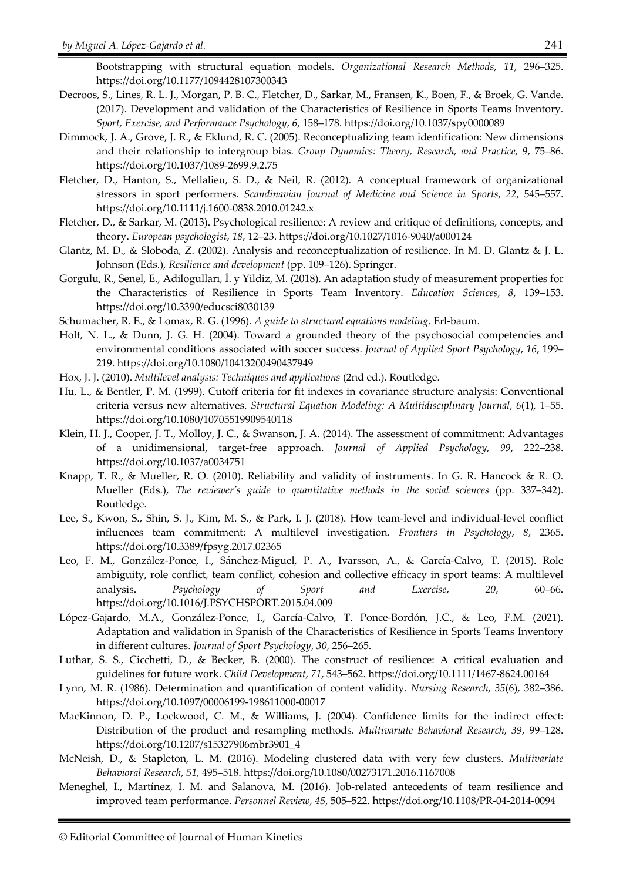Bootstrapping with structural equation models. *Organizational Research Methods*, *11*, 296–325. https://doi.org/10.1177/1094428107300343

Decroos, S., Lines, R. L. J., Morgan, P. B. C., Fletcher, D., Sarkar, M., Fransen, K., Boen, F., & Broek, G. Vande. (2017). Development and validation of the Characteristics of Resilience in Sports Teams Inventory. *Sport, Exercise, and Performance Psychology*, *6*, 158–178. https://doi.org/10.1037/spy0000089

Dimmock, J. A., Grove, J. R., & Eklund, R. C. (2005). Reconceptualizing team identification: New dimensions and their relationship to intergroup bias. *Group Dynamics: Theory, Research, and Practice*, *9*, 75–86. https://doi.org/10.1037/1089-2699.9.2.75

Fletcher, D., Hanton, S., Mellalieu, S. D., & Neil, R. (2012). A conceptual framework of organizational stressors in sport performers. *Scandinavian Journal of Medicine and Science in Sports*, *22*, 545–557. https://doi.org/10.1111/j.1600-0838.2010.01242.x

Fletcher, D., & Sarkar, M. (2013). Psychological resilience: A review and critique of definitions, concepts, and theory. *European psychologist*, *18*, 12–23. https://doi.org/10.1027/1016-9040/a000124

Glantz, M. D., & Sloboda, Z. (2002). Analysis and reconceptualization of resilience. In M. D. Glantz & J. L. Johnson (Eds.), *Resilience and development* (pp. 109–126). Springer.

Gorgulu, R., Senel, E., Adilogulları, İ. y Yildiz, M. (2018). An adaptation study of measurement properties for the Characteristics of Resilience in Sports Team Inventory. *Education Sciences*, *8*, 139–153. https://doi.org/10.3390/educsci8030139

Schumacher, R. E., & Lomax, R. G. (1996). *A guide to structural equations modeling*. Erl-baum.

Holt, N. L., & Dunn, J. G. H. (2004). Toward a grounded theory of the psychosocial competencies and environmental conditions associated with soccer success. *Journal of Applied Sport Psychology*, *16*, 199–219. https://doi.org/10.1080/10413200490437949

Hox, J. J. (2010). *Multilevel analysis: Techniques and applications* (2nd ed.). Routledge.

Hu, L., & Bentler, P. M. (1999). Cutoff criteria for fit indexes in covariance structure analysis: Conventional criteria versus new alternatives. *Structural Equation Modeling: A Multidisciplinary Journal*, *6*(1), 1–55. https://doi.org/10.1080/10705519909540118

Klein, H. J., Cooper, J. T., Molloy, J. C., & Swanson, J. A. (2014). The assessment of commitment: Advantages of a unidimensional, target-free approach. *Journal of Applied Psychology*, *99*, 222–238. https://doi.org/10.1037/a0034751

Knapp, T. R., & Mueller, R. O. (2010). Reliability and validity of instruments. In G. R. Hancock & R. O. Mueller (Eds.), *The reviewer's guide to quantitative methods in the social sciences* (pp. 337–342). Routledge.

Lee, S., Kwon, S., Shin, S. J., Kim, M. S., & Park, I. J. (2018). How team-level and individual-level conflict influences team commitment: A multilevel investigation. *Frontiers in Psychology*, *8*, 2365. https://doi.org/10.3389/fpsyg.2017.02365

Leo, F. M., González-Ponce, I., Sánchez-Miguel, P. A., Ivarsson, A., & García-Calvo, T. (2015). Role ambiguity, role conflict, team conflict, cohesion and collective efficacy in sport teams: A multilevel analysis. *Psychology of Sport and Exercise*, *20*, 60–66. https://doi.org/10.1016/J.PSYCHSPORT.2015.04.009

López-Gajardo, M.A., González-Ponce, I., García-Calvo, T. Ponce-Bordón, J.C., & Leo, F.M. (2021). Adaptation and validation in Spanish of the Characteristics of Resilience in Sports Teams Inventory in different cultures. *Journal of Sport Psychology*, *30*, 256–265.

Luthar, S. S., Cicchetti, D., & Becker, B. (2000). The construct of resilience: A critical evaluation and guidelines for future work. *Child Development*, *71*, 543–562. https://doi.org/10.1111/1467-8624.00164

Lynn, M. R. (1986). Determination and quantification of content validity. *Nursing Research*, *35*(6), 382–386. https://doi.org/10.1097/00006199-198611000-00017

MacKinnon, D. P., Lockwood, C. M., & Williams, J. (2004). Confidence limits for the indirect effect: Distribution of the product and resampling methods. *Multivariate Behavioral Research*, *39*, 99–128. https://doi.org/10.1207/s15327906mbr3901_4

McNeish, D., & Stapleton, L. M. (2016). Modeling clustered data with very few clusters. *Multivariate Behavioral Research*, *51*, 495–518. https://doi.org/10.1080/00273171.2016.1167008

Meneghel, I., Martínez, I. M. and Salanova, M. (2016). Job-related antecedents of team resilience and improved team performance. *Personnel Review*, *45*, 505–522. https://doi.org/10.1108/PR-04-2014-0094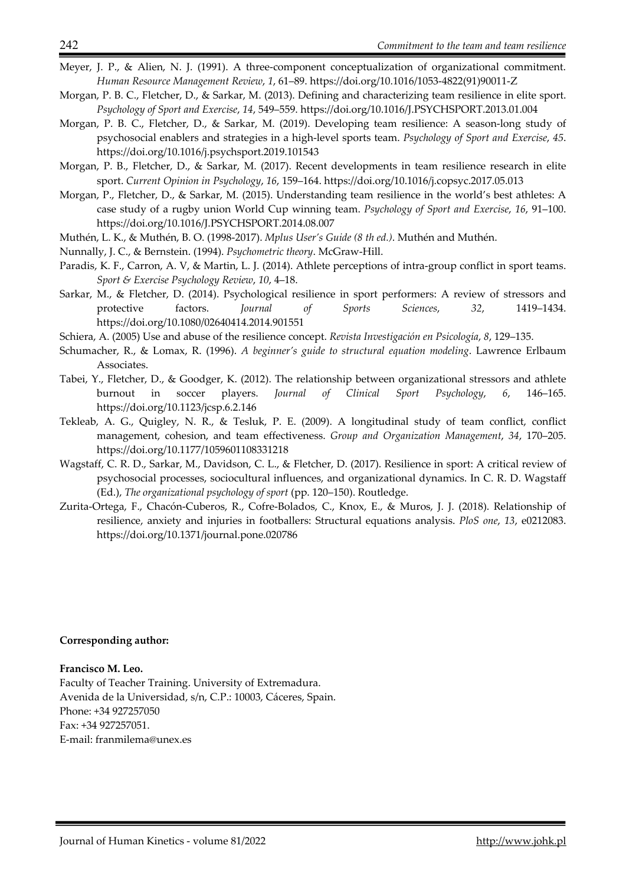Meyer, J. P., & Alien, N. J. (1991). A three-component conceptualization of organizational commitment. *Human Resource Management Review*, *1*, 61–89. https://doi.org/10.1016/1053-4822(91)90011-Z

Morgan, P. B. C., Fletcher, D., & Sarkar, M. (2013). Defining and characterizing team resilience in elite sport. *Psychology of Sport and Exercise*, *14*, 549–559. https://doi.org/10.1016/J.PSYCHSPORT.2013.01.004

Morgan, P. B. C., Fletcher, D., & Sarkar, M. (2019). Developing team resilience: A season-long study of psychosocial enablers and strategies in a high-level sports team. *Psychology of Sport and Exercise*, *45*. https://doi.org/10.1016/j.psychsport.2019.101543

Morgan, P. B., Fletcher, D., & Sarkar, M. (2017). Recent developments in team resilience research in elite sport. *Current Opinion in Psychology*, *16*, 159–164. https://doi.org/10.1016/j.copsyc.2017.05.013

Morgan, P., Fletcher, D., & Sarkar, M. (2015). Understanding team resilience in the world's best athletes: A case study of a rugby union World Cup winning team. *Psychology of Sport and Exercise*, *16*, 91–100. https://doi.org/10.1016/J.PSYCHSPORT.2014.08.007

Muthén, L. K., & Muthén, B. O. (1998-2017). *Mplus User's Guide (8 th ed.)*. Muthén and Muthén.

Nunnally, J. C., & Bernstein. (1994). *Psychometric theory*. McGraw-Hill.

Paradis, K. F., Carron, A. V, & Martin, L. J. (2014). Athlete perceptions of intra-group conflict in sport teams. *Sport & Exercise Psychology Review*, *10*, 4–18.

Sarkar, M., & Fletcher, D. (2014). Psychological resilience in sport performers: A review of stressors and protective factors. *Journal of Sports Sciences*, *32*, 1419–1434. https://doi.org/10.1080/02640414.2014.901551

Schiera, A. (2005) Use and abuse of the resilience concept. *Revista Investigación en Psicología*, *8*, 129–135.

Schumacher, R., & Lomax, R. (1996). *A beginner's guide to structural equation modeling*. Lawrence Erlbaum Associates.

Tabei, Y., Fletcher, D., & Goodger, K. (2012). The relationship between organizational stressors and athlete burnout in soccer players. *Journal of Clinical Sport Psychology*, *6*, 146–165. https://doi.org/10.1123/jcsp.6.2.146

Tekleab, A. G., Quigley, N. R., & Tesluk, P. E. (2009). A longitudinal study of team conflict, conflict management, cohesion, and team effectiveness. *Group and Organization Management*, *34*, 170–205. https://doi.org/10.1177/1059601108331218

Wagstaff, C. R. D., Sarkar, M., Davidson, C. L., & Fletcher, D. (2017). Resilience in sport: A critical review of psychosocial processes, sociocultural influences, and organizational dynamics. In C. R. D. Wagstaff (Ed.), *The organizational psychology of sport* (pp. 120–150). Routledge.

Zurita-Ortega, F., Chacón-Cuberos, R., Cofre-Bolados, C., Knox, E., & Muros, J. J. (2018). Relationship of resilience, anxiety and injuries in footballers: Structural equations analysis. *PloS one*, *13*, e0212083. https://doi.org/10.1371/journal.pone.020786

**Corresponding author:**

**Francisco M. Leo.**
Faculty of Teacher Training. University of Extremadura.
Avenida de la Universidad, s/n, C.P.: 10003, Cáceres, Spain.
Phone: +34 927257050
Fax: +34 927257051.
E-mail: franmilema@unex.es